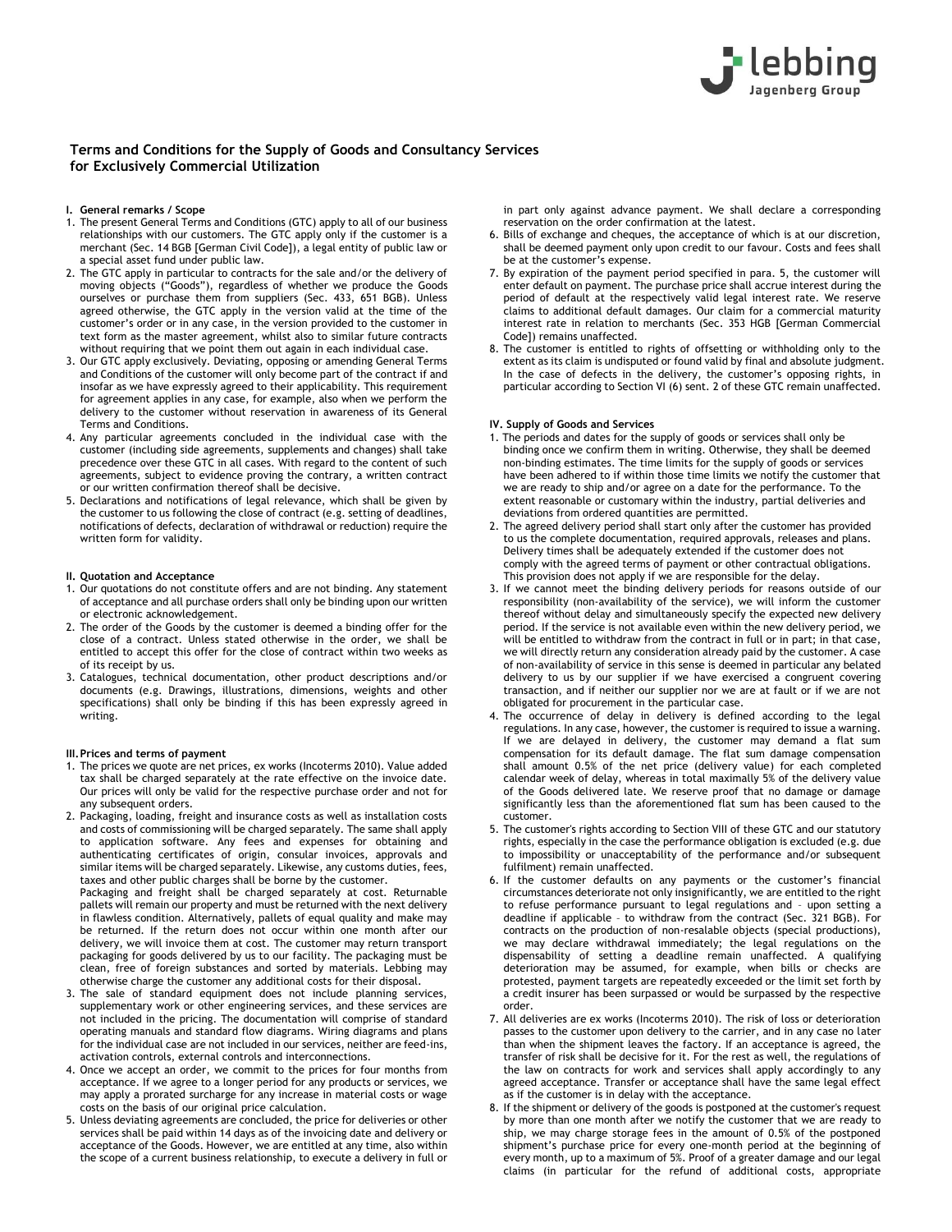# Terms and Conditions for the Supply of Goods and Consultancy Services for Exclusively Commercial Utilization

## I. General remarks / Scope

1. The present General Terms and Conditions (GTC) apply to all of our business relationships with our customers. The GTC apply only if the customer is a merchant (Sec. 14 BGB [German Civil Code]), a legal entity of public law or a special asset fund under public law.
2. The GTC apply in particular to contracts for the sale and/or the delivery of moving objects ("Goods"), regardless of whether we produce the Goods ourselves or purchase them from suppliers (Sec. 433, 651 BGB). Unless agreed otherwise, the GTC apply in the version valid at the time of the customer's order or in any case, in the version provided to the customer in text form as the master agreement, whilst also to similar future contracts without requiring that we point them out again in each individual case.
3. Our GTC apply exclusively. Deviating, opposing or amending General Terms and Conditions of the customer will only become part of the contract if and insofar as we have expressly agreed to their applicability. This requirement for agreement applies in any case, for example, also when we perform the delivery to the customer without reservation in awareness of its General Terms and Conditions.
4. Any particular agreements concluded in the individual case with the customer (including side agreements, supplements and changes) shall take precedence over these GTC in all cases. With regard to the content of such agreements, subject to evidence proving the contrary, a written contract or our written confirmation thereof shall be decisive.
5. Declarations and notifications of legal relevance, which shall be given by the customer to us following the close of contract (e.g. setting of deadlines, notifications of defects, declaration of withdrawal or reduction) require the written form for validity.

## II. Quotation and Acceptance

1. Our quotations do not constitute offers and are not binding. Any statement of acceptance and all purchase orders shall only be binding upon our written or electronic acknowledgement.
2. The order of the Goods by the customer is deemed a binding offer for the close of a contract. Unless stated otherwise in the order, we shall be entitled to accept this offer for the close of contract within two weeks as of its receipt by us.
3. Catalogues, technical documentation, other product descriptions and/or documents (e.g. Drawings, illustrations, dimensions, weights and other specifications) shall only be binding if this has been expressly agreed in writing.

## III. Prices and terms of payment

1. The prices we quote are net prices, ex works (Incoterms 2010). Value added tax shall be charged separately at the rate effective on the invoice date. Our prices will only be valid for the respective purchase order and not for any subsequent orders.
2. Packaging, loading, freight and insurance costs as well as installation costs and costs of commissioning will be charged separately. The same shall apply to application software. Any fees and expenses for obtaining and authenticating certificates of origin, consular invoices, approvals and similar items will be charged separately. Likewise, any customs duties, fees, taxes and other public charges shall be borne by the customer.  
   Packaging and freight shall be charged separately at cost. Returnable pallets will remain our property and must be returned with the next delivery in flawless condition. Alternatively, pallets of equal quality and make may be returned. If the return does not occur within one month after our delivery, we will invoice them at cost. The customer may return transport packaging for goods delivered by us to our facility. The packaging must be clean, free of foreign substances and sorted by materials. Lebbing may otherwise charge the customer any additional costs for their disposal.
3. The sale of standard equipment does not include planning services, supplementary work or other engineering services, and these services are not included in the pricing. The documentation will comprise of standard operating manuals and standard flow diagrams. Wiring diagrams and plans for the individual case are not included in our services, neither are feed-ins, activation controls, external controls and interconnections.
4. Once we accept an order, we commit to the prices for four months from acceptance. If we agree to a longer period for any products or services, we may apply a prorated surcharge for any increase in material costs or wage costs on the basis of our original price calculation.
5. Unless deviating agreements are concluded, the price for deliveries or other services shall be paid within 14 days as of the invoicing date and delivery or acceptance of the Goods. However, we are entitled at any time, also within the scope of a current business relationship, to execute a delivery in full or in part only against advance payment. We shall declare a corresponding reservation on the order confirmation at the latest.
6. Bills of exchange and cheques, the acceptance of which is at our discretion, shall be deemed payment only upon credit to our favour. Costs and fees shall be at the customer's expense.
7. By expiration of the payment period specified in para. 5, the customer will enter default on payment. The purchase price shall accrue interest during the period of default at the respectively valid legal interest rate. We reserve claims to additional default damages. Our claim for a commercial maturity interest rate in relation to merchants (Sec. 353 HGB [German Commercial Code]) remains unaffected.
8. The customer is entitled to rights of offsetting or withholding only to the extent as its claim is undisputed or found valid by final and absolute judgment. In the case of defects in the delivery, the customer's opposing rights, in particular according to Section VI (6) sent. 2 of these GTC remain unaffected.

## IV. Supply of Goods and Services

1. The periods and dates for the supply of goods or services shall only be binding once we confirm them in writing. Otherwise, they shall be deemed non-binding estimates. The time limits for the supply of goods or services have been adhered to if within those time limits we notify the customer that we are ready to ship and/or agree on a date for the performance. To the extent reasonable or customary within the industry, partial deliveries and deviations from ordered quantities are permitted.
2. The agreed delivery period shall start only after the customer has provided to us the complete documentation, required approvals, releases and plans. Delivery times shall be adequately extended if the customer does not comply with the agreed terms of payment or other contractual obligations. This provision does not apply if we are responsible for the delay.
3. If we cannot meet the binding delivery periods for reasons outside of our responsibility (non-availability of the service), we will inform the customer thereof without delay and simultaneously specify the expected new delivery period. If the service is not available even within the new delivery period, we will be entitled to withdraw from the contract in full or in part; in that case, we will directly return any consideration already paid by the customer. A case of non-availability of service in this sense is deemed in particular any belated delivery to us by our supplier if we have exercised a congruent covering transaction, and if neither our supplier nor we are at fault or if we are not obligated for procurement in the particular case.
4. The occurrence of delay in delivery is defined according to the legal regulations. In any case, however, the customer is required to issue a warning. If we are delayed in delivery, the customer may demand a flat sum compensation for its default damage. The flat sum damage compensation shall amount 0.5% of the net price (delivery value) for each completed calendar week of delay, whereas in total maximally 5% of the delivery value of the Goods delivered late. We reserve proof that no damage or damage significantly less than the aforementioned flat sum has been caused to the customer.
5. The customer's rights according to Section VIII of these GTC and our statutory rights, especially in the case the performance obligation is excluded (e.g. due to impossibility or unacceptability of the performance and/or subsequent fulfilment) remain unaffected.
6. If the customer defaults on any payments or the customer's financial circumstances deteriorate not only insignificantly, we are entitled to the right to refuse performance pursuant to legal regulations and – upon setting a deadline if applicable – to withdraw from the contract (Sec. 321 BGB). For contracts on the production of non-resalable objects (special productions), we may declare withdrawal immediately; the legal regulations on the dispensability of setting a deadline remain unaffected. A qualifying deterioration may be assumed, for example, when bills or checks are protested, payment targets are repeatedly exceeded or the limit set forth by a credit insurer has been surpassed or would be surpassed by the respective order.
7. All deliveries are ex works (Incoterms 2010). The risk of loss or deterioration passes to the customer upon delivery to the carrier, and in any case no later than when the shipment leaves the factory. If an acceptance is agreed, the transfer of risk shall be decisive for it. For the rest as well, the regulations of the law on contracts for work and services shall apply accordingly to any agreed acceptance. Transfer or acceptance shall have the same legal effect as if the customer is in delay with the acceptance.
8. If the shipment or delivery of the goods is postponed at the customer's request by more than one month after we notify the customer that we are ready to ship, we may charge storage fees in the amount of 0.5% of the postponed shipment's purchase price for every one-month period at the beginning of every month, up to a maximum of 5%. Proof of a greater damage and our legal claims (in particular for the refund of additional costs, appropriate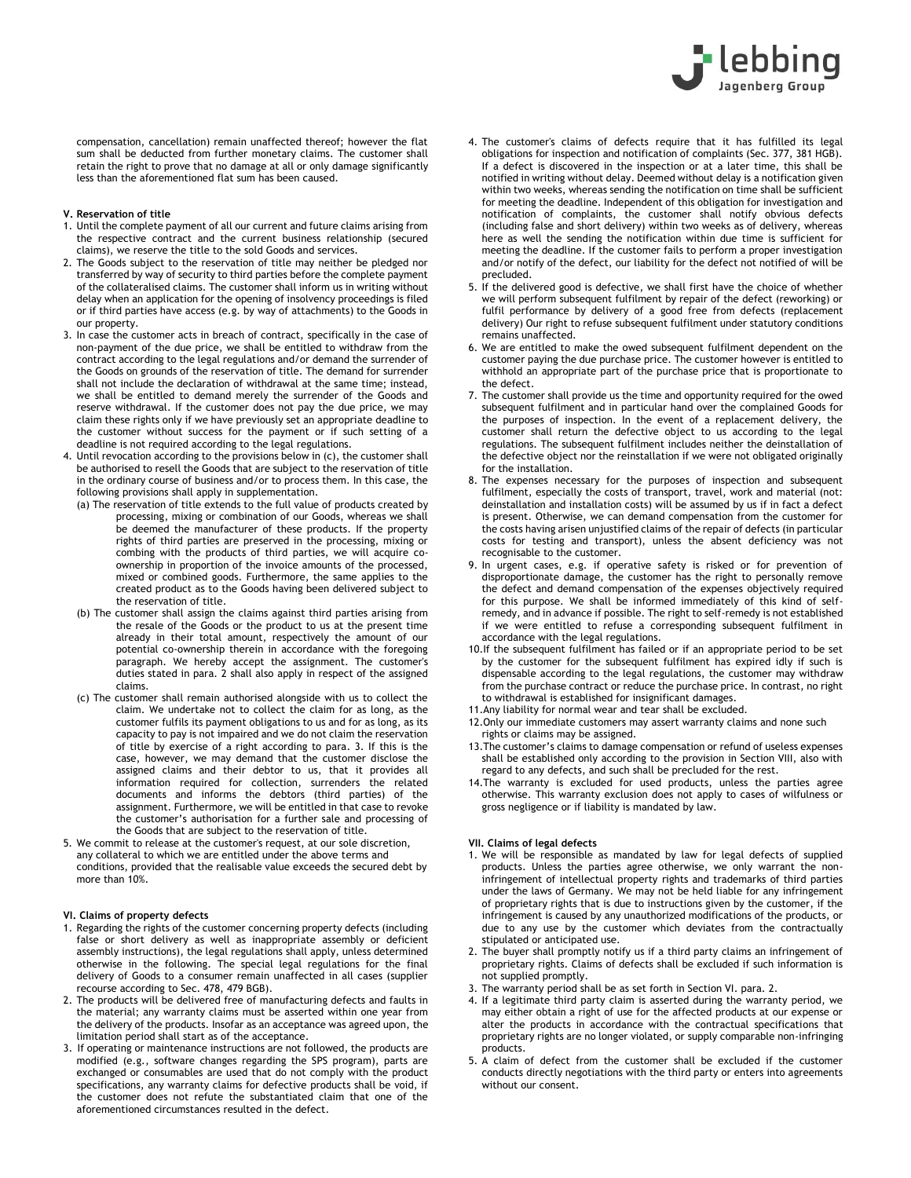compensation, cancellation) remain unaffected thereof; however the flat sum shall be deducted from further monetary claims. The customer shall retain the right to prove that no damage at all or only damage significantly less than the aforementioned flat sum has been caused.

#### V. Reservation of title

1. Until the complete payment of all our current and future claims arising from the respective contract and the current business relationship (secured claims), we reserve the title to the sold Goods and services.
2. The Goods subject to the reservation of title may neither be pledged nor transferred by way of security to third parties before the complete payment of the collateralised claims. The customer shall inform us in writing without delay when an application for the opening of insolvency proceedings is filed or if third parties have access (e.g. by way of attachments) to the Goods in our property.
3. In case the customer acts in breach of contract, specifically in the case of non-payment of the due price, we shall be entitled to withdraw from the contract according to the legal regulations and/or demand the surrender of the Goods on grounds of the reservation of title. The demand for surrender shall not include the declaration of withdrawal at the same time; instead, we shall be entitled to demand merely the surrender of the Goods and reserve withdrawal. If the customer does not pay the due price, we may claim these rights only if we have previously set an appropriate deadline to the customer without success for the payment or if such setting of a deadline is not required according to the legal regulations.
4. Until revocation according to the provisions below in (c), the customer shall be authorised to resell the Goods that are subject to the reservation of title in the ordinary course of business and/or to process them. In this case, the following provisions shall apply in supplementation.
   (a) The reservation of title extends to the full value of products created by processing, mixing or combination of our Goods, whereas we shall be deemed the manufacturer of these products. If the property rights of third parties are preserved in the processing, mixing or combing with the products of third parties, we will acquire co-ownership in proportion of the invoice amounts of the processed, mixed or combined goods. Furthermore, the same applies to the created product as to the Goods having been delivered subject to the reservation of title.
   (b) The customer shall assign the claims against third parties arising from the resale of the Goods or the product to us at the present time already in their total amount, respectively the amount of our potential co-ownership therein in accordance with the foregoing paragraph. We hereby accept the assignment. The customer's duties stated in para. 2 shall also apply in respect of the assigned claims.
   (c) The customer shall remain authorised alongside with us to collect the claim. We undertake not to collect the claim for as long, as the customer fulfils its payment obligations to us and for as long, as its capacity to pay is not impaired and we do not claim the reservation of title by exercise of a right according to para. 3. If this is the case, however, we may demand that the customer disclose the assigned claims and their debtor to us, that it provides all information required for collection, surrenders the related documents and informs the debtors (third parties) of the assignment. Furthermore, we will be entitled in that case to revoke the customer's authorisation for a further sale and processing of the Goods that are subject to the reservation of title.
5. We commit to release at the customer's request, at our sole discretion, any collateral to which we are entitled under the above terms and conditions, provided that the realisable value exceeds the secured debt by more than 10%.

#### VI. Claims of property defects

1. Regarding the rights of the customer concerning property defects (including false or short delivery as well as inappropriate assembly or deficient assembly instructions), the legal regulations shall apply, unless determined otherwise in the following. The special legal regulations for the final delivery of Goods to a consumer remain unaffected in all cases (supplier recourse according to Sec. 478, 479 BGB).
2. The products will be delivered free of manufacturing defects and faults in the material; any warranty claims must be asserted within one year from the delivery of the products. Insofar as an acceptance was agreed upon, the limitation period shall start as of the acceptance.
3. If operating or maintenance instructions are not followed, the products are modified (e.g., software changes regarding the SPS program), parts are exchanged or consumables are used that do not comply with the product specifications, any warranty claims for defective products shall be void, if the customer does not refute the substantiated claim that one of the aforementioned circumstances resulted in the defect.
4. The customer's claims of defects require that it has fulfilled its legal obligations for inspection and notification of complaints (Sec. 377, 381 HGB). If a defect is discovered in the inspection or at a later time, this shall be notified in writing without delay. Deemed without delay is a notification given within two weeks, whereas sending the notification on time shall be sufficient for meeting the deadline. Independent of this obligation for investigation and notification of complaints, the customer shall notify obvious defects (including false and short delivery) within two weeks as of delivery, whereas here as well the sending the notification within due time is sufficient for meeting the deadline. If the customer fails to perform a proper investigation and/or notify of the defect, our liability for the defect not notified of will be precluded.
5. If the delivered good is defective, we shall first have the choice of whether we will perform subsequent fulfilment by repair of the defect (reworking) or fulfil performance by delivery of a good free from defects (replacement delivery) Our right to refuse subsequent fulfilment under statutory conditions remains unaffected.
6. We are entitled to make the owed subsequent fulfilment dependent on the customer paying the due purchase price. The customer however is entitled to withhold an appropriate part of the purchase price that is proportionate to the defect.
7. The customer shall provide us the time and opportunity required for the owed subsequent fulfilment and in particular hand over the complained Goods for the purposes of inspection. In the event of a replacement delivery, the customer shall return the defective object to us according to the legal regulations. The subsequent fulfilment includes neither the deinstallation of the defective object nor the reinstallation if we were not obligated originally for the installation.
8. The expenses necessary for the purposes of inspection and subsequent fulfilment, especially the costs of transport, travel, work and material (not: deinstallation and installation costs) will be assumed by us if in fact a defect is present. Otherwise, we can demand compensation from the customer for the costs having arisen unjustified claims of the repair of defects (in particular costs for testing and transport), unless the absent deficiency was not recognisable to the customer.
9. In urgent cases, e.g. if operative safety is risked or for prevention of disproportionate damage, the customer has the right to personally remove the defect and demand compensation of the expenses objectively required for this purpose. We shall be informed immediately of this kind of self-remedy, and in advance if possible. The right to self-remedy is not established if we were entitled to refuse a corresponding subsequent fulfilment in accordance with the legal regulations.
10. If the subsequent fulfilment has failed or if an appropriate period to be set by the customer for the subsequent fulfilment has expired idly if such is dispensable according to the legal regulations, the customer may withdraw from the purchase contract or reduce the purchase price. In contrast, no right to withdrawal is established for insignificant damages.
11. Any liability for normal wear and tear shall be excluded.
12. Only our immediate customers may assert warranty claims and none such rights or claims may be assigned.
13. The customer's claims to damage compensation or refund of useless expenses shall be established only according to the provision in Section VIII, also with regard to any defects, and such shall be precluded for the rest.
14. The warranty is excluded for used products, unless the parties agree otherwise. This warranty exclusion does not apply to cases of wilfulness or gross negligence or if liability is mandated by law.

#### VII. Claims of legal defects

1. We will be responsible as mandated by law for legal defects of supplied products. Unless the parties agree otherwise, we only warrant the non-infringement of intellectual property rights and trademarks of third parties under the laws of Germany. We may not be held liable for any infringement of proprietary rights that is due to instructions given by the customer, if the infringement is caused by any unauthorized modifications of the products, or due to any use by the customer which deviates from the contractually stipulated or anticipated use.
2. The buyer shall promptly notify us if a third party claims an infringement of proprietary rights. Claims of defects shall be excluded if such information is not supplied promptly.
3. The warranty period shall be as set forth in Section VI. para. 2.
4. If a legitimate third party claim is asserted during the warranty period, we may either obtain a right of use for the affected products at our expense or alter the products in accordance with the contractual specifications that proprietary rights are no longer violated, or supply comparable non-infringing products.
5. A claim of defect from the customer shall be excluded if the customer conducts directly negotiations with the third party or enters into agreements without our consent.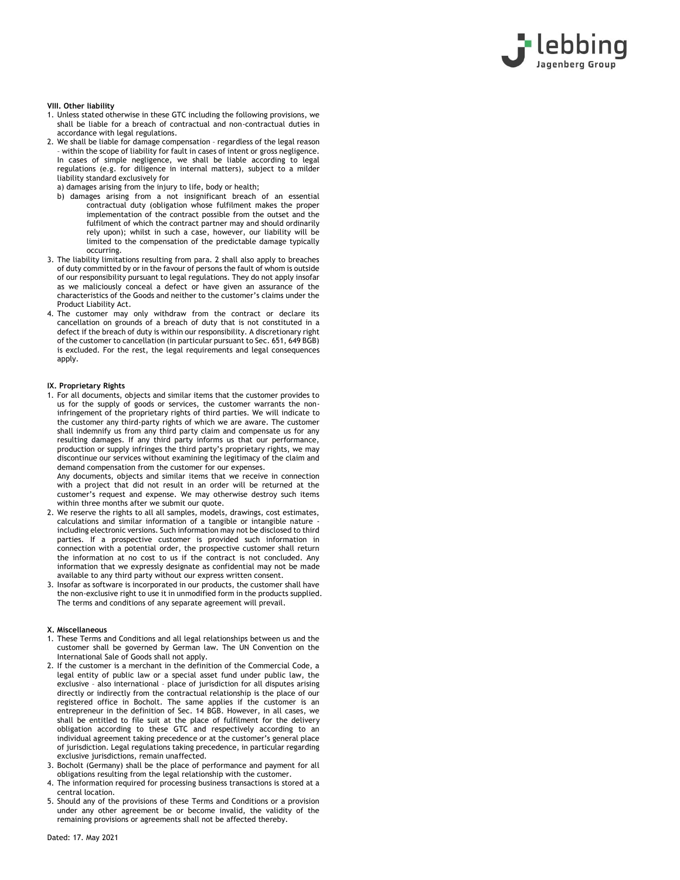**VIII. Other liability**

1. Unless stated otherwise in these GTC including the following provisions, we shall be liable for a breach of contractual and non-contractual duties in accordance with legal regulations.
2. We shall be liable for damage compensation – regardless of the legal reason – within the scope of liability for fault in cases of intent or gross negligence. In cases of simple negligence, we shall be liable according to legal regulations (e.g. for diligence in internal matters), subject to a milder liability standard exclusively for
   a) damages arising from the injury to life, body or health;
   b) damages arising from a not insignificant breach of an essential contractual duty (obligation whose fulfilment makes the proper implementation of the contract possible from the outset and the fulfilment of which the contract partner may and should ordinarily rely upon); whilst in such a case, however, our liability will be limited to the compensation of the predictable damage typically occurring.
3. The liability limitations resulting from para. 2 shall also apply to breaches of duty committed by or in the favour of persons the fault of whom is outside of our responsibility pursuant to legal regulations. They do not apply insofar as we maliciously conceal a defect or have given an assurance of the characteristics of the Goods and neither to the customer's claims under the Product Liability Act.
4. The customer may only withdraw from the contract or declare its cancellation on grounds of a breach of duty that is not constituted in a defect if the breach of duty is within our responsibility. A discretionary right of the customer to cancellation (in particular pursuant to Sec. 651, 649 BGB) is excluded. For the rest, the legal requirements and legal consequences apply.

**IX. Proprietary Rights**

1. For all documents, objects and similar items that the customer provides to us for the supply of goods or services, the customer warrants the non-infringement of the proprietary rights of third parties. We will indicate to the customer any third-party rights of which we are aware. The customer shall indemnify us from any third party claim and compensate us for any resulting damages. If any third party informs us that our performance, production or supply infringes the third party's proprietary rights, we may discontinue our services without examining the legitimacy of the claim and demand compensation from the customer for our expenses.
   Any documents, objects and similar items that we receive in connection with a project that did not result in an order will be returned at the customer's request and expense. We may otherwise destroy such items within three months after we submit our quote.
2. We reserve the rights to all all samples, models, drawings, cost estimates, calculations and similar information of a tangible or intangible nature - including electronic versions. Such information may not be disclosed to third parties. If a prospective customer is provided such information in connection with a potential order, the prospective customer shall return the information at no cost to us if the contract is not concluded. Any information that we expressly designate as confidential may not be made available to any third party without our express written consent.
3. Insofar as software is incorporated in our products, the customer shall have the non-exclusive right to use it in unmodified form in the products supplied. The terms and conditions of any separate agreement will prevail.

**X. Miscellaneous**

1. These Terms and Conditions and all legal relationships between us and the customer shall be governed by German law. The UN Convention on the International Sale of Goods shall not apply.
2. If the customer is a merchant in the definition of the Commercial Code, a legal entity of public law or a special asset fund under public law, the exclusive – also international – place of jurisdiction for all disputes arising directly or indirectly from the contractual relationship is the place of our registered office in Bocholt. The same applies if the customer is an entrepreneur in the definition of Sec. 14 BGB. However, in all cases, we shall be entitled to file suit at the place of fulfilment for the delivery obligation according to these GTC and respectively according to an individual agreement taking precedence or at the customer's general place of jurisdiction. Legal regulations taking precedence, in particular regarding exclusive jurisdictions, remain unaffected.
3. Bocholt (Germany) shall be the place of performance and payment for all obligations resulting from the legal relationship with the customer.
4. The information required for processing business transactions is stored at a central location.
5. Should any of the provisions of these Terms and Conditions or a provision under any other agreement be or become invalid, the validity of the remaining provisions or agreements shall not be affected thereby.

Dated: 17. May 2021